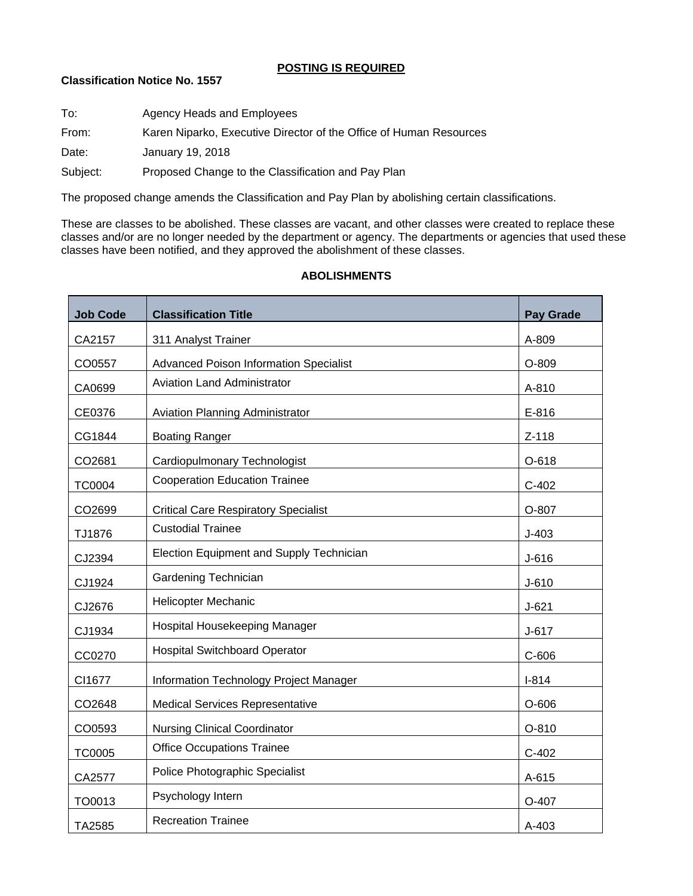**POSTING IS REQUIRED**

**Classification Notice No. 1557**

To: Agency Heads and Employees

From: Karen Niparko, Executive Director of the Office of Human Resources

Date: January 19, 2018

Subject: Proposed Change to the Classification and Pay Plan

The proposed change amends the Classification and Pay Plan by abolishing certain classifications.

These are classes to be abolished. These classes are vacant, and other classes were created to replace these classes and/or are no longer needed by the department or agency. The departments or agencies that used these classes have been notified, and they approved the abolishment of these classes.

**ABOLISHMENTS**

| Job Code | Classification Title | Pay Grade |
|---|---|---|
| CA2157 | 311 Analyst Trainer | A-809 |
| CO0557 | Advanced Poison Information Specialist | O-809 |
| CA0699 | Aviation Land Administrator | A-810 |
| CE0376 | Aviation Planning Administrator | E-816 |
| CG1844 | Boating Ranger | Z-118 |
| CO2681 | Cardiopulmonary Technologist | O-618 |
| TC0004 | Cooperation Education Trainee | C-402 |
| CO2699 | Critical Care Respiratory Specialist | O-807 |
| TJ1876 | Custodial Trainee | J-403 |
| CJ2394 | Election Equipment and Supply Technician | J-616 |
| CJ1924 | Gardening Technician | J-610 |
| CJ2676 | Helicopter Mechanic | J-621 |
| CJ1934 | Hospital Housekeeping Manager | J-617 |
| CC0270 | Hospital Switchboard Operator | C-606 |
| CI1677 | Information Technology Project Manager | I-814 |
| CO2648 | Medical Services Representative | O-606 |
| CO0593 | Nursing Clinical Coordinator | O-810 |
| TC0005 | Office Occupations Trainee | C-402 |
| CA2577 | Police Photographic Specialist | A-615 |
| TO0013 | Psychology Intern | O-407 |
| TA2585 | Recreation Trainee | A-403 |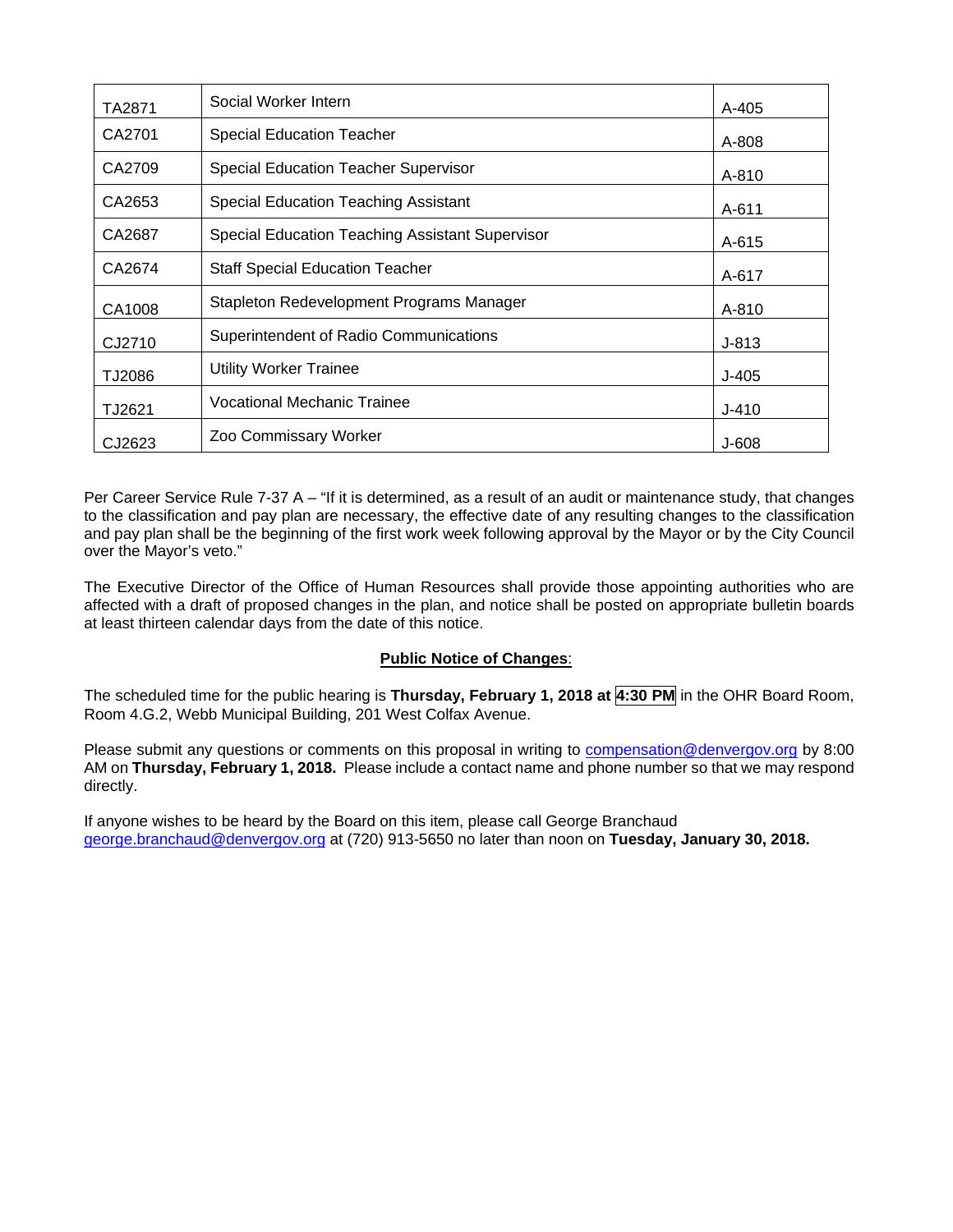| | | |
|---|---|---|
| TA2871 | Social Worker Intern | A-405 |
| CA2701 | Special Education Teacher | A-808 |
| CA2709 | Special Education Teacher Supervisor | A-810 |
| CA2653 | Special Education Teaching Assistant | A-611 |
| CA2687 | Special Education Teaching Assistant Supervisor | A-615 |
| CA2674 | Staff Special Education Teacher | A-617 |
| CA1008 | Stapleton Redevelopment Programs Manager | A-810 |
| CJ2710 | Superintendent of Radio Communications | J-813 |
| TJ2086 | Utility Worker Trainee | J-405 |
| TJ2621 | Vocational Mechanic Trainee | J-410 |
| CJ2623 | Zoo Commissary Worker | J-608 |

Per Career Service Rule 7-37 A – "If it is determined, as a result of an audit or maintenance study, that changes to the classification and pay plan are necessary, the effective date of any resulting changes to the classification and pay plan shall be the beginning of the first work week following approval by the Mayor or by the City Council over the Mayor's veto."

The Executive Director of the Office of Human Resources shall provide those appointing authorities who are affected with a draft of proposed changes in the plan, and notice shall be posted on appropriate bulletin boards at least thirteen calendar days from the date of this notice.

**Public Notice of Changes**:

The scheduled time for the public hearing is **Thursday, February 1, 2018 at 4:30 PM** in the OHR Board Room, Room 4.G.2, Webb Municipal Building, 201 West Colfax Avenue.

Please submit any questions or comments on this proposal in writing to compensation@denvergov.org by 8:00 AM on **Thursday, February 1, 2018.** Please include a contact name and phone number so that we may respond directly.

If anyone wishes to be heard by the Board on this item, please call George Branchaud george.branchaud@denvergov.org at (720) 913-5650 no later than noon on **Tuesday, January 30, 2018.**